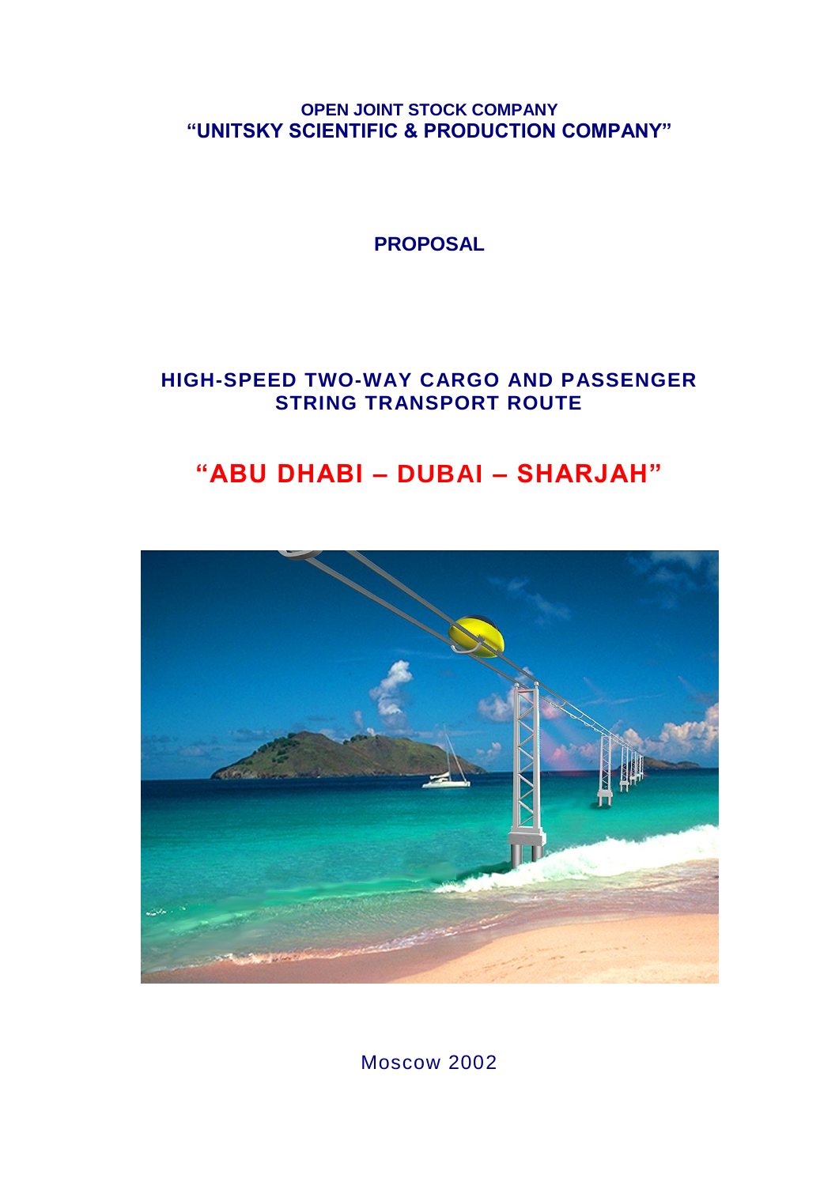**OPEN JOINT STOCK COMPANY**
**"UNITSKY SCIENTIFIC & PRODUCTION COMPANY"**

**PROPOSAL**

# HIGH-SPEED TWO-WAY CARGO AND PASSENGER STRING TRANSPORT ROUTE

# "ABU DHABI – DUBAI – SHARJAH"

Moscow 2002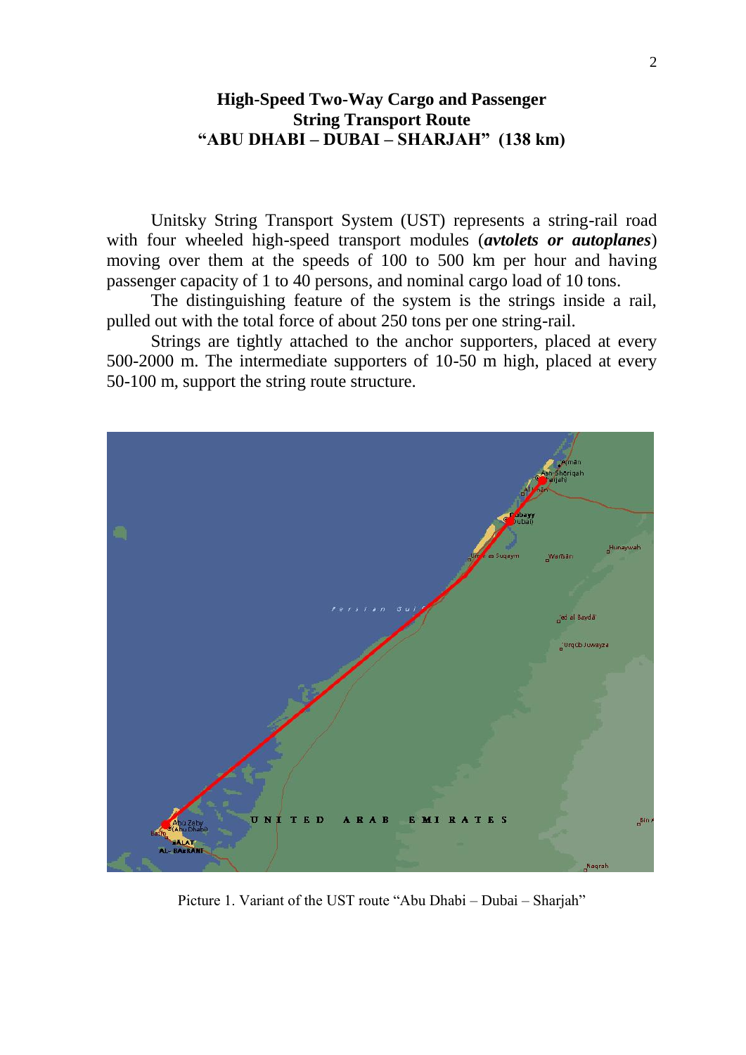## High-Speed Two-Way Cargo and Passenger String Transport Route "ABU DHABI – DUBAI – SHARJAH" (138 km)

Unitsky String Transport System (UST) represents a string-rail road with four wheeled high-speed transport modules (***avtolets or autoplanes***) moving over them at the speeds of 100 to 500 km per hour and having passenger capacity of 1 to 40 persons, and nominal cargo load of 10 tons.

The distinguishing feature of the system is the strings inside a rail, pulled out with the total force of about 250 tons per one string-rail.

Strings are tightly attached to the anchor supporters, placed at every 500-2000 m. The intermediate supporters of 10-50 m high, placed at every 50-100 m, support the string route structure.

Picture 1. Variant of the UST route "Abu Dhabi – Dubai – Sharjah"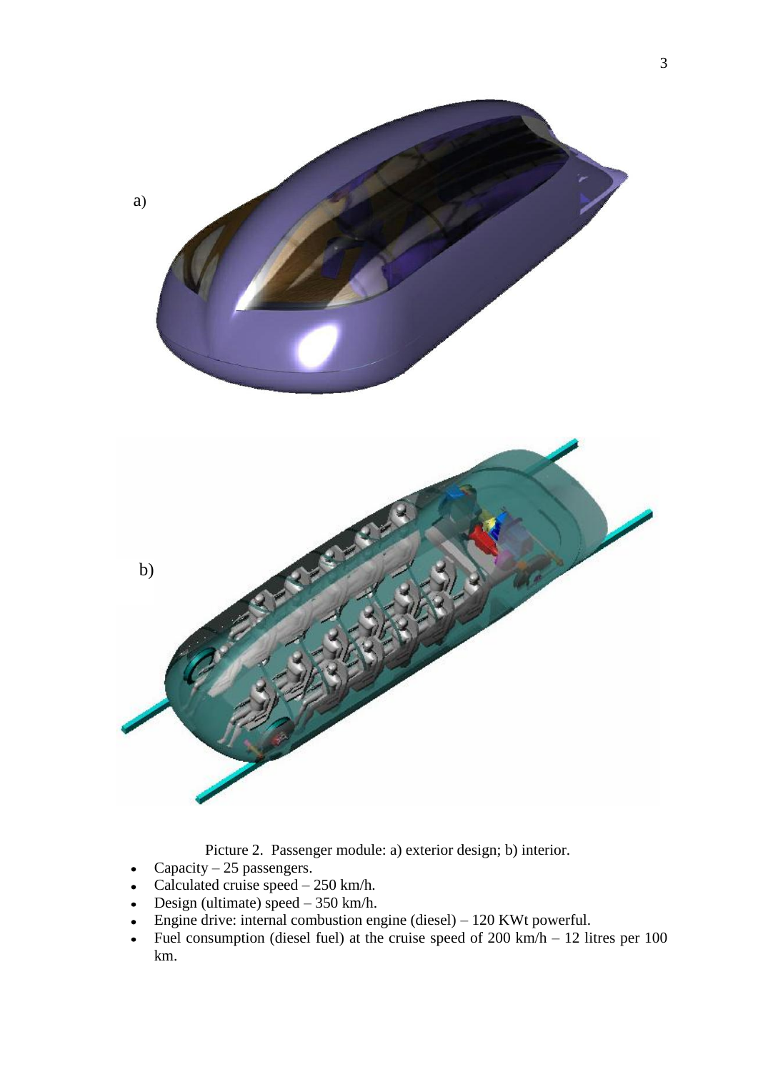a)

b)

Picture 2. Passenger module: a) exterior design; b) interior.

- Capacity – 25 passengers.
- Calculated cruise speed – 250 km/h.
- Design (ultimate) speed – 350 km/h.
- Engine drive: internal combustion engine (diesel) – 120 KWt powerful.
- Fuel consumption (diesel fuel) at the cruise speed of 200 km/h – 12 litres per 100 km.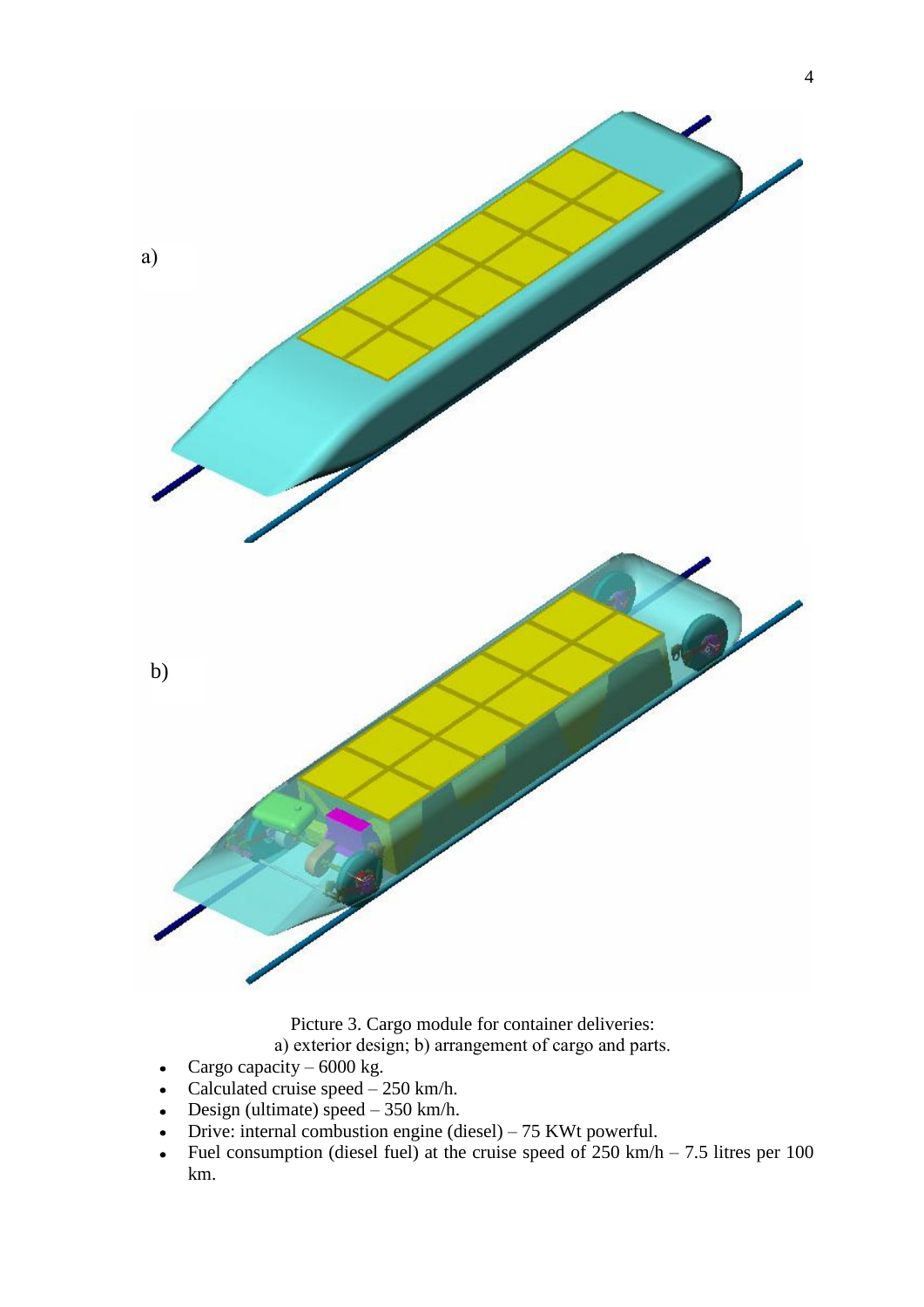a)

b)

Picture 3. Cargo module for container deliveries:
a) exterior design; b) arrangement of cargo and parts.

- Cargo capacity – 6000 kg.
- Calculated cruise speed – 250 km/h.
- Design (ultimate) speed – 350 km/h.
- Drive: internal combustion engine (diesel) – 75 KWt powerful.
- Fuel consumption (diesel fuel) at the cruise speed of 250 km/h – 7.5 litres per 100 km.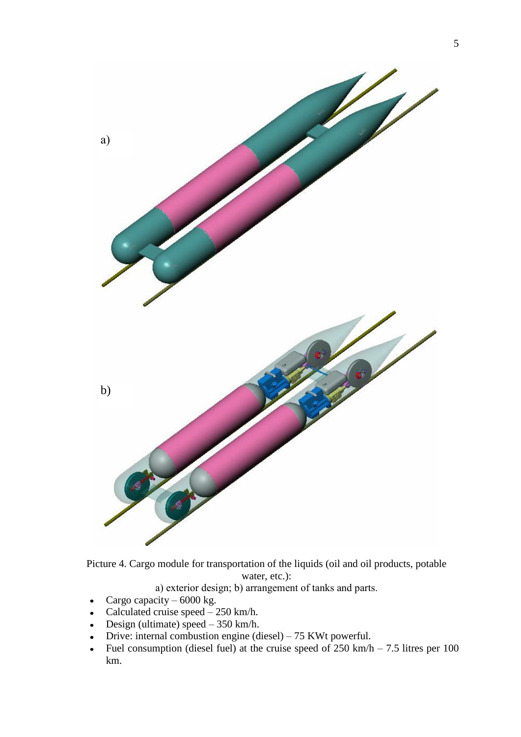a)

b)

Picture 4. Cargo module for transportation of the liquids (oil and oil products, potable water, etc.):

a) exterior design; b) arrangement of tanks and parts.

- Cargo capacity – 6000 kg.
- Calculated cruise speed – 250 km/h.
- Design (ultimate) speed – 350 km/h.
- Drive: internal combustion engine (diesel) – 75 KWt powerful.
- Fuel consumption (diesel fuel) at the cruise speed of 250 km/h – 7.5 litres per 100 km.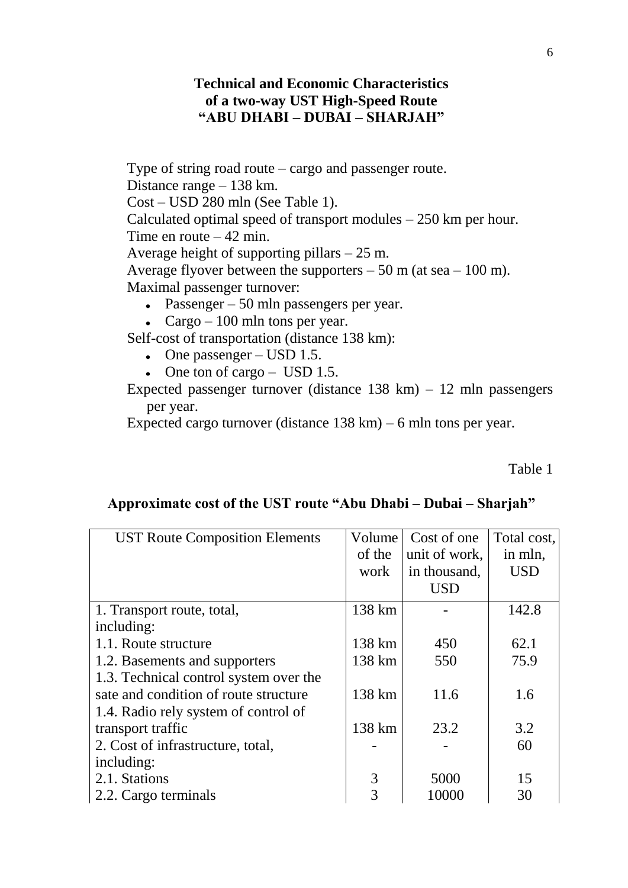### Technical and Economic Characteristics of a two-way UST High-Speed Route "ABU DHABI – DUBAI – SHARJAH"

Type of string road route – cargo and passenger route.
Distance range – 138 km.
Cost – USD 280 mln (See Table 1).
Calculated optimal speed of transport modules – 250 km per hour.
Time en route – 42 min.
Average height of supporting pillars – 25 m.
Average flyover between the supporters – 50 m (at sea – 100 m).
Maximal passenger turnover:

- Passenger – 50 mln passengers per year.
- Cargo – 100 mln tons per year.

Self-cost of transportation (distance 138 km):

- One passenger – USD 1.5.
- One ton of cargo – USD 1.5.

Expected passenger turnover (distance 138 km) – 12 mln passengers per year.
Expected cargo turnover (distance 138 km) – 6 mln tons per year.

Table 1

**Approximate cost of the UST route "Abu Dhabi – Dubai – Sharjah"**

| UST Route Composition Elements | Volume of the work | Cost of one unit of work, in thousand, USD | Total cost, in mln, USD |
|---|---|---|---|
| 1. Transport route, total, including: | 138 km | - | 142.8 |
| 1.1. Route structure | 138 km | 450 | 62.1 |
| 1.2. Basements and supporters | 138 km | 550 | 75.9 |
| 1.3. Technical control system over the sate and condition of route structure | 138 km | 11.6 | 1.6 |
| 1.4. Radio rely system of control of transport traffic | 138 km | 23.2 | 3.2 |
| 2. Cost of infrastructure, total, including: | - | - | 60 |
| 2.1. Stations | 3 | 5000 | 15 |
| 2.2. Cargo terminals | 3 | 10000 | 30 |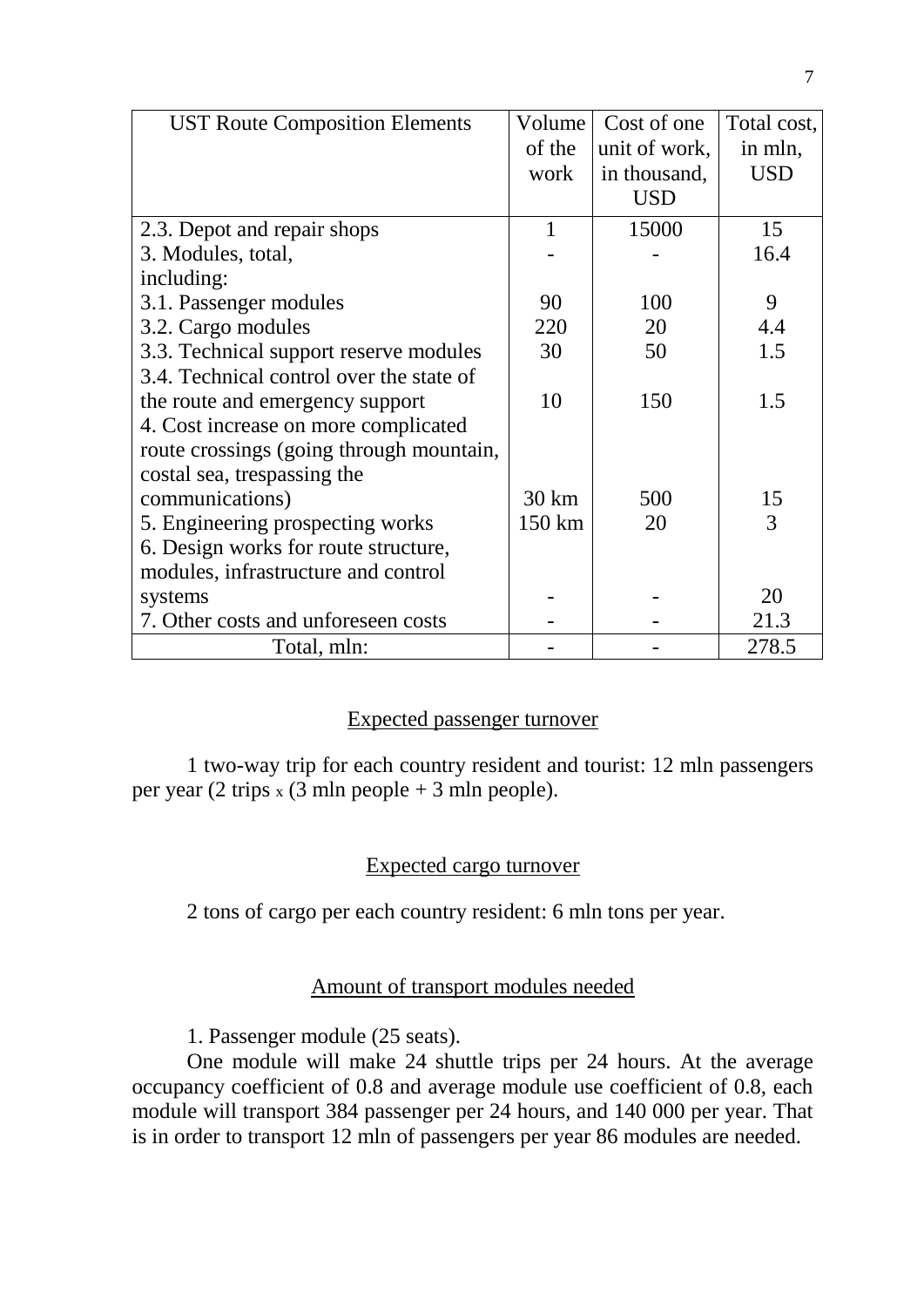| UST Route Composition Elements | Volume of the work | Cost of one unit of work, in thousand, USD | Total cost, in mln, USD |
|---|---|---|---|
| 2.3. Depot and repair shops | 1 | 15000 | 15 |
| 3. Modules, total, including: | - | - | 16.4 |
| 3.1. Passenger modules | 90 | 100 | 9 |
| 3.2. Cargo modules | 220 | 20 | 4.4 |
| 3.3. Technical support reserve modules | 30 | 50 | 1.5 |
| 3.4. Technical control over the state of the route and emergency support | 10 | 150 | 1.5 |
| 4. Cost increase on more complicated route crossings (going through mountain, costal sea, trespassing the communications) | 30 km | 500 | 15 |
| 5. Engineering prospecting works | 150 km | 20 | 3 |
| 6. Design works for route structure, modules, infrastructure and control systems | - | - | 20 |
| 7. Other costs and unforeseen costs | - | - | 21.3 |
| Total, mln: | - | - | 278.5 |

## Expected passenger turnover

1 two-way trip for each country resident and tourist: 12 mln passengers per year (2 trips x (3 mln people + 3 mln people).

## Expected cargo turnover

2 tons of cargo per each country resident: 6 mln tons per year.

## Amount of transport modules needed

1. Passenger module (25 seats).

One module will make 24 shuttle trips per 24 hours. At the average occupancy coefficient of 0.8 and average module use coefficient of 0.8, each module will transport 384 passenger per 24 hours, and 140 000 per year. That is in order to transport 12 mln of passengers per year 86 modules are needed.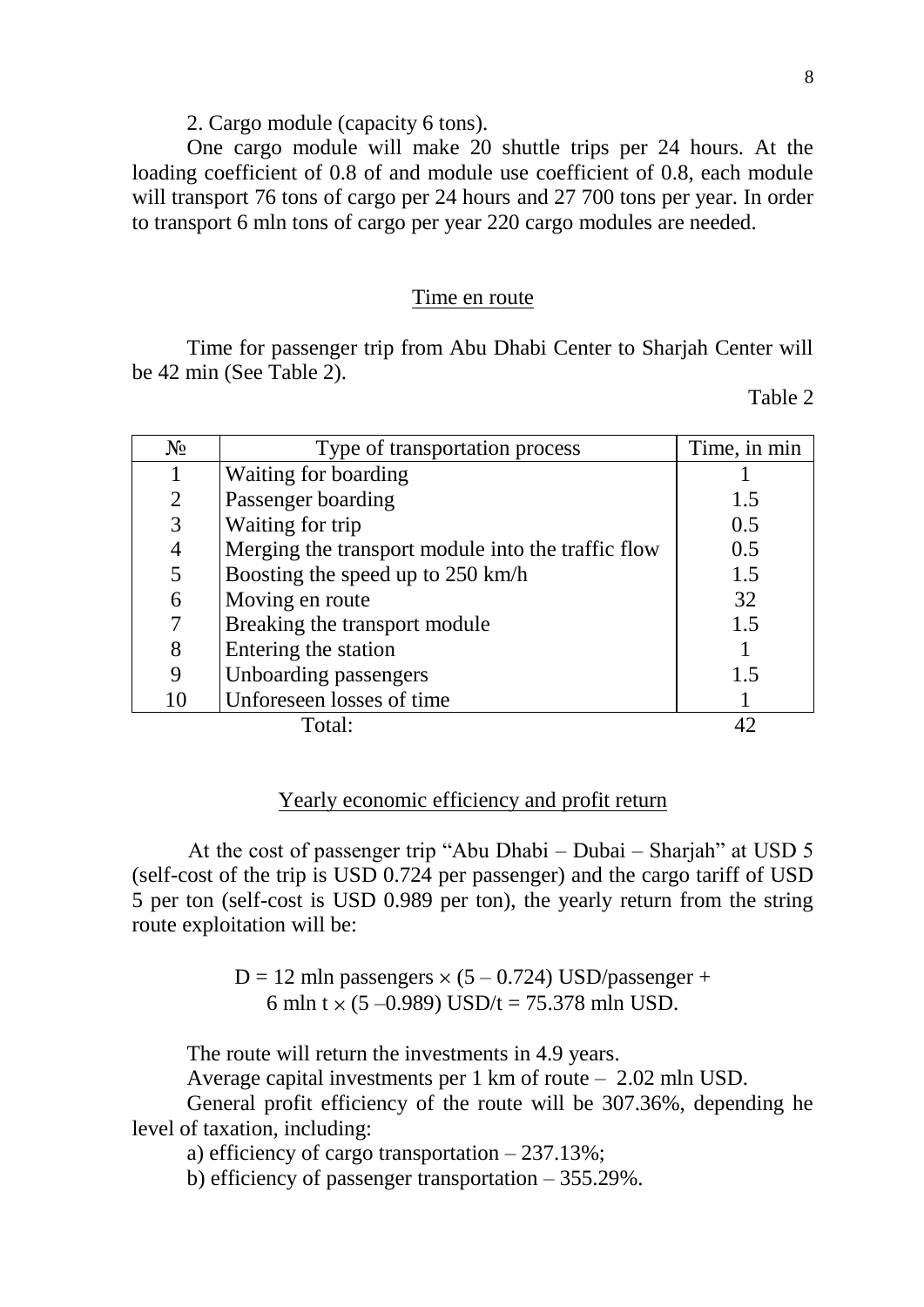2. Cargo module (capacity 6 tons).

One cargo module will make 20 shuttle trips per 24 hours. At the loading coefficient of 0.8 of and module use coefficient of 0.8, each module will transport 76 tons of cargo per 24 hours and 27 700 tons per year. In order to transport 6 mln tons of cargo per year 220 cargo modules are needed.

## Time en route

Time for passenger trip from Abu Dhabi Center to Sharjah Center will be 42 min (See Table 2).

Table 2

| № | Type of transportation process | Time, in min |
|---|---|---|
| 1 | Waiting for boarding | 1 |
| 2 | Passenger boarding | 1.5 |
| 3 | Waiting for trip | 0.5 |
| 4 | Merging the transport module into the traffic flow | 0.5 |
| 5 | Boosting the speed up to 250 km/h | 1.5 |
| 6 | Moving en route | 32 |
| 7 | Breaking the transport module | 1.5 |
| 8 | Entering the station | 1 |
| 9 | Unboarding passengers | 1.5 |
| 10 | Unforeseen losses of time | 1 |
| | Total: | 42 |

## Yearly economic efficiency and profit return

At the cost of passenger trip "Abu Dhabi – Dubai – Sharjah" at USD 5 (self-cost of the trip is USD 0.724 per passenger) and the cargo tariff of USD 5 per ton (self-cost is USD 0.989 per ton), the yearly return from the string route exploitation will be:

$$D = 12 \text{ mln passengers} \times (5 - 0.724) \text{ USD/passenger} + 6 \text{ mln t} \times (5 - 0.989) \text{ USD/t} = 75.378 \text{ mln USD.}$$

The route will return the investments in 4.9 years.

Average capital investments per 1 km of route – 2.02 mln USD.

General profit efficiency of the route will be 307.36%, depending he level of taxation, including:

a) efficiency of cargo transportation – 237.13%;

b) efficiency of passenger transportation – 355.29%.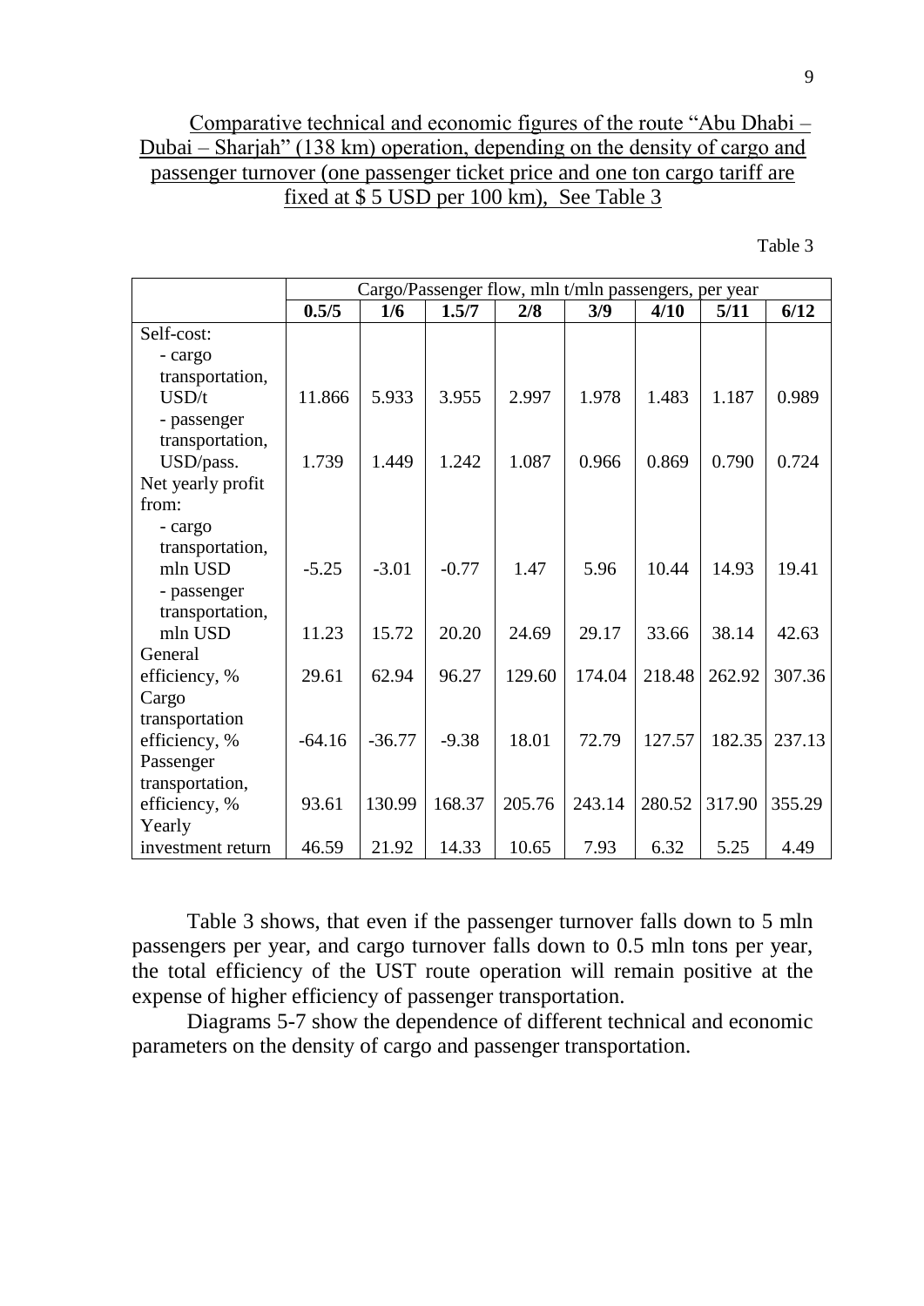Comparative technical and economic figures of the route "Abu Dhabi – Dubai – Sharjah" (138 km) operation, depending on the density of cargo and passenger turnover (one passenger ticket price and one ton cargo tariff are fixed at $ 5 USD per 100 km), See Table 3

Table 3

| | Cargo/Passenger flow, mln t/mln passengers, per year | | | | | | | |
|---|---|---|---|---|---|---|---|---|
| | **0.5/5** | **1/6** | **1.5/7** | **2/8** | **3/9** | **4/10** | **5/11** | **6/12** |
| Self-cost: | | | | | | | | |
| - cargo transportation, USD/t | 11.866 | 5.933 | 3.955 | 2.997 | 1.978 | 1.483 | 1.187 | 0.989 |
| - passenger transportation, USD/pass. | 1.739 | 1.449 | 1.242 | 1.087 | 0.966 | 0.869 | 0.790 | 0.724 |
| Net yearly profit from: | | | | | | | | |
| - cargo transportation, mln USD | -5.25 | -3.01 | -0.77 | 1.47 | 5.96 | 10.44 | 14.93 | 19.41 |
| - passenger transportation, mln USD | 11.23 | 15.72 | 20.20 | 24.69 | 29.17 | 33.66 | 38.14 | 42.63 |
| General efficiency, % | 29.61 | 62.94 | 96.27 | 129.60 | 174.04 | 218.48 | 262.92 | 307.36 |
| Cargo transportation efficiency, % | -64.16 | -36.77 | -9.38 | 18.01 | 72.79 | 127.57 | 182.35 | 237.13 |
| Passenger transportation, efficiency, % | 93.61 | 130.99 | 168.37 | 205.76 | 243.14 | 280.52 | 317.90 | 355.29 |
| Yearly investment return | 46.59 | 21.92 | 14.33 | 10.65 | 7.93 | 6.32 | 5.25 | 4.49 |

Table 3 shows, that even if the passenger turnover falls down to 5 mln passengers per year, and cargo turnover falls down to 0.5 mln tons per year, the total efficiency of the UST route operation will remain positive at the expense of higher efficiency of passenger transportation.

Diagrams 5-7 show the dependence of different technical and economic parameters on the density of cargo and passenger transportation.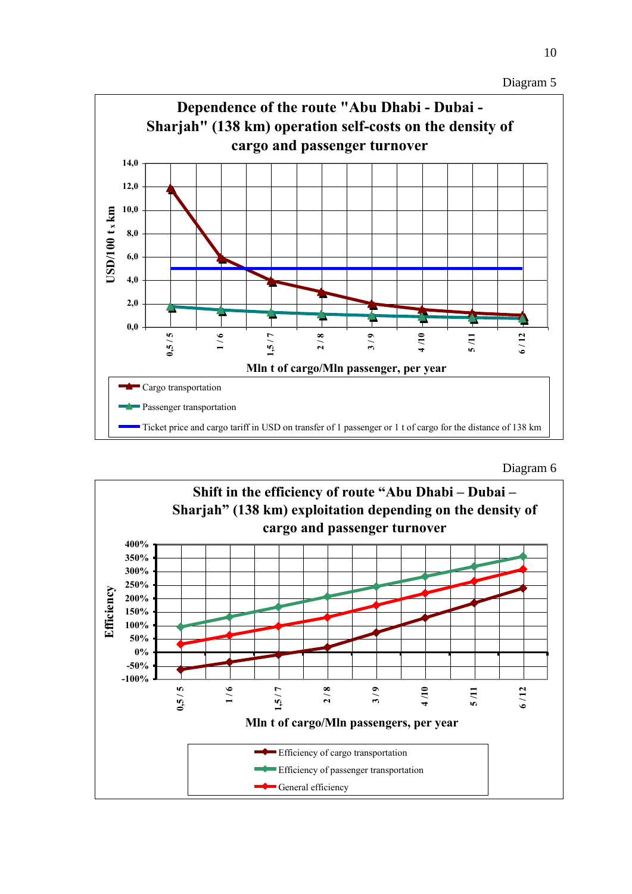Diagram 5

**Dependence of the route "Abu Dhabi - Dubai - Sharjah" (138 km) operation self-costs on the density of cargo and passenger turnover**

USD/100 t x km

14,0
12,0
10,0
8,0
6,0
4,0
2,0
0,0

0,5 / 5 | 1 / 6 | 1,5 / 7 | 2 / 8 | 3 / 9 | 4 /10 | 5 /11 | 6 / 12

Mln t of cargo/Mln passenger, per year

- Cargo transportation
- Passenger transportation
- Ticket price and cargo tariff in USD on transfer of 1 passenger or 1 t of cargo for the distance of 138 km

Diagram 6

**Shift in the efficiency of route "Abu Dhabi – Dubai – Sharjah" (138 km) exploitation depending on the density of cargo and passenger turnover**

Efficiency

400%
350%
300%
250%
200%
150%
100%
50%
0%
-50%
-100%

0,5 / 5 | 1 / 6 | 1,5 / 7 | 2 / 8 | 3 / 9 | 4 /10 | 5 /11 | 6 /12

Mln t of cargo/Mln passengers, per year

- Efficiency of cargo transportation
- Efficiency of passenger transportation
- General efficiency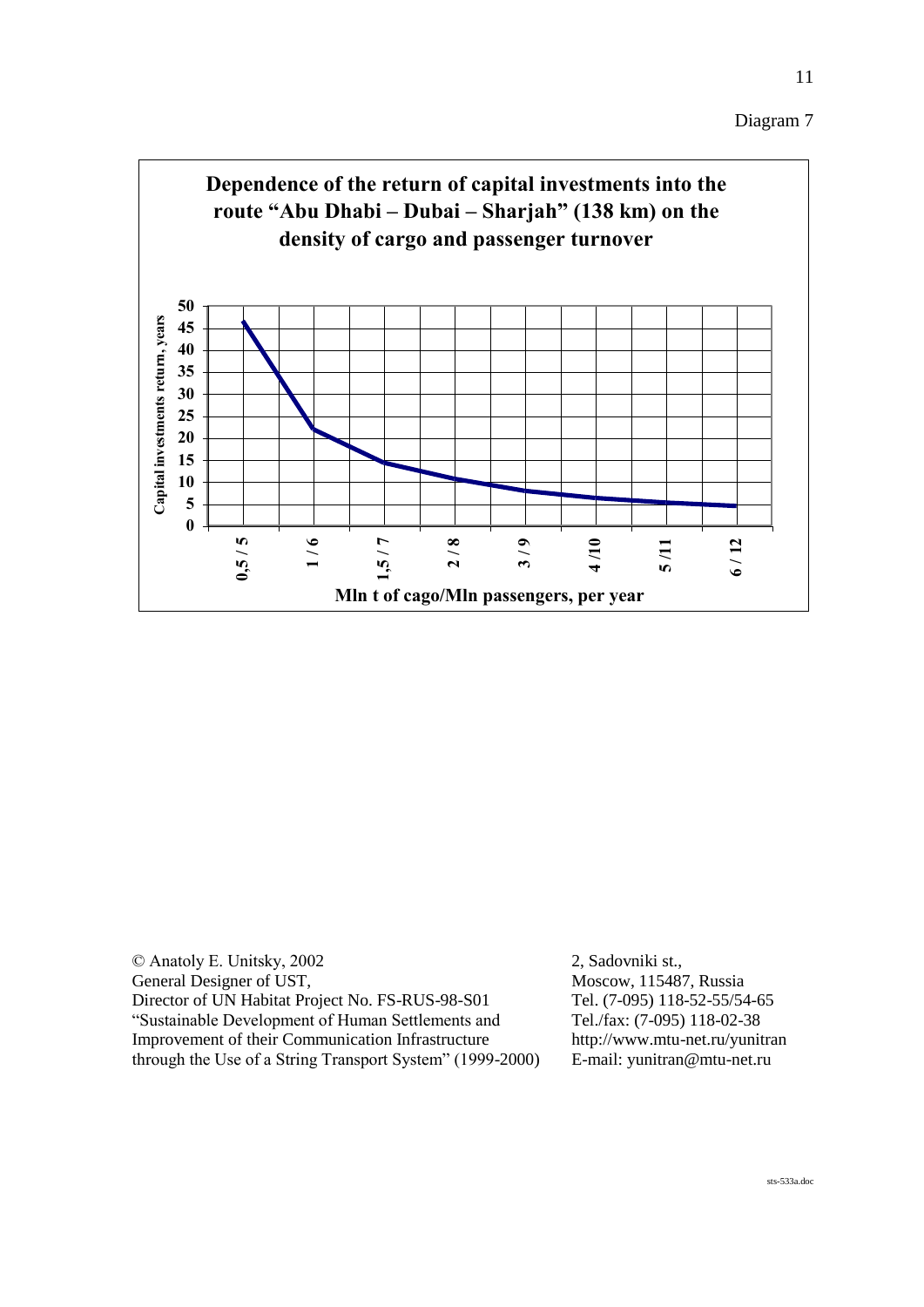Diagram 7

**Dependence of the return of capital investments into the route "Abu Dhabi – Dubai – Sharjah" (138 km) on the density of cargo and passenger turnover**

Capital investments return, years

50
45
40
35
30
25
20
15
10
5
0

0,5 / 5
1 / 6
1,5 / 7
2 / 8
3 / 9
4 /10
5 /11
6 / 12

Mln t of cago/Mln passengers, per year

© Anatoly E. Unitsky, 2002
General Designer of UST,
Director of UN Habitat Project No. FS-RUS-98-S01
"Sustainable Development of Human Settlements and Improvement of their Communication Infrastructure through the Use of a String Transport System" (1999-2000)

2, Sadovniki st.,
Moscow, 115487, Russia
Tel. (7-095) 118-52-55/54-65
Tel./fax: (7-095) 118-02-38
http://www.mtu-net.ru/yunitran
E-mail: yunitran@mtu-net.ru